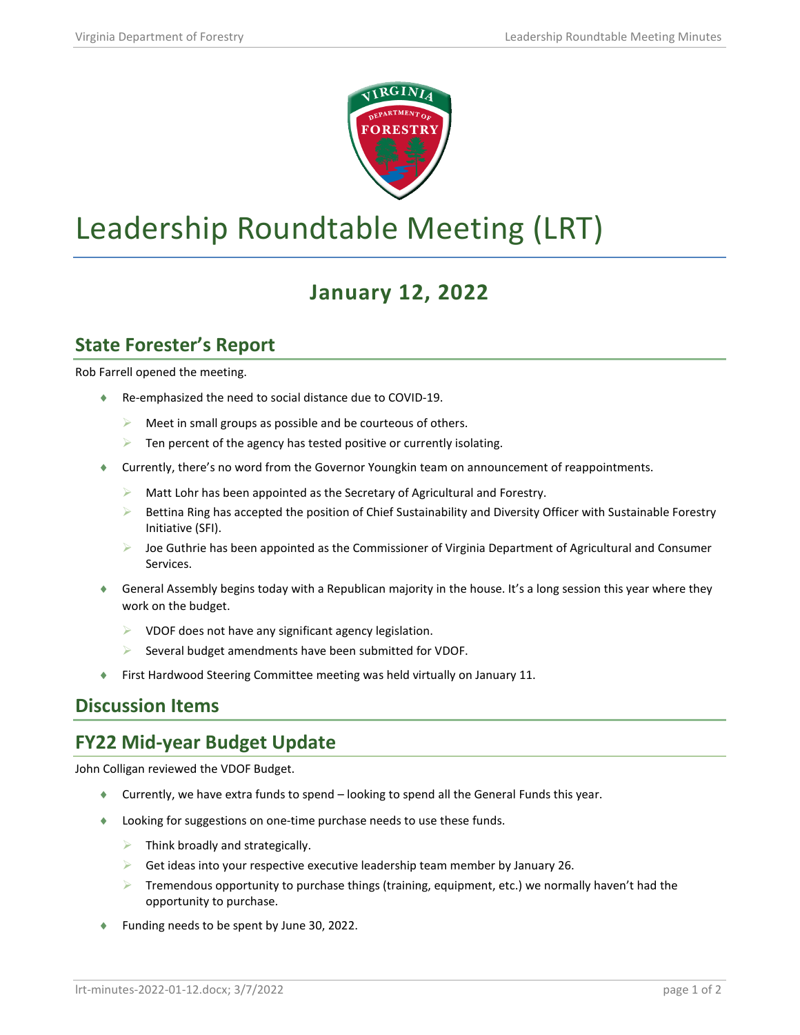# Leadership Roundtable Meeting (LRT)

## January 12, 2022

## State Forester's Report

Rob Farrell opened the meeting.

- Re-emphasized the need to social distance due to COVID-19.
  - Meet in small groups as possible and be courteous of others.
  - Ten percent of the agency has tested positive or currently isolating.
- Currently, there's no word from the Governor Youngkin team on announcement of reappointments.
  - Matt Lohr has been appointed as the Secretary of Agricultural and Forestry.
  - Bettina Ring has accepted the position of Chief Sustainability and Diversity Officer with Sustainable Forestry Initiative (SFI).
  - Joe Guthrie has been appointed as the Commissioner of Virginia Department of Agricultural and Consumer Services.
- General Assembly begins today with a Republican majority in the house. It's a long session this year where they work on the budget.
  - VDOF does not have any significant agency legislation.
  - Several budget amendments have been submitted for VDOF.
- First Hardwood Steering Committee meeting was held virtually on January 11.

## Discussion Items

## FY22 Mid-year Budget Update

John Colligan reviewed the VDOF Budget.

- Currently, we have extra funds to spend – looking to spend all the General Funds this year.
- Looking for suggestions on one-time purchase needs to use these funds.
  - Think broadly and strategically.
  - Get ideas into your respective executive leadership team member by January 26.
  - Tremendous opportunity to purchase things (training, equipment, etc.) we normally haven't had the opportunity to purchase.
- Funding needs to be spent by June 30, 2022.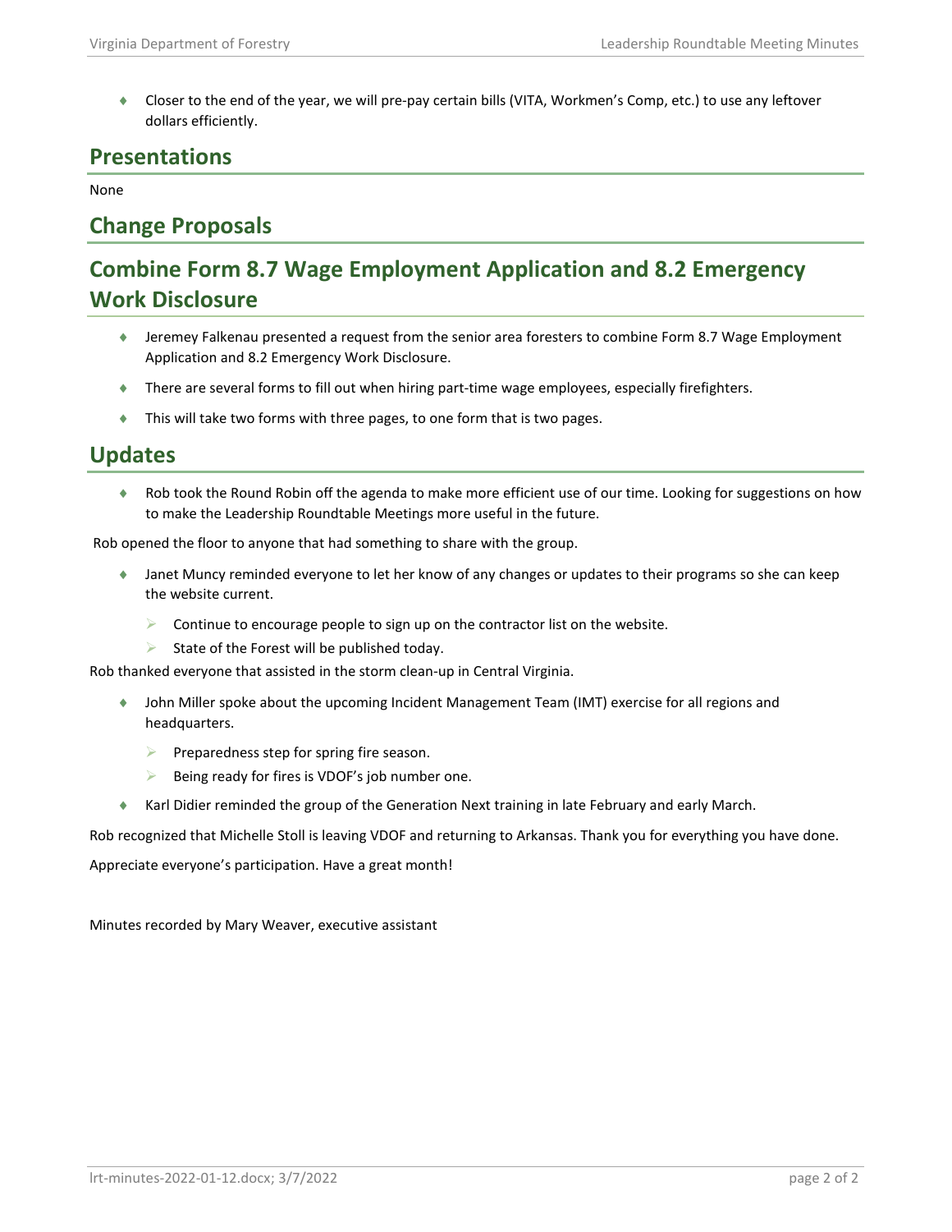- Closer to the end of the year, we will pre-pay certain bills (VITA, Workmen's Comp, etc.) to use any leftover dollars efficiently.

## Presentations

None

## Change Proposals

## Combine Form 8.7 Wage Employment Application and 8.2 Emergency Work Disclosure

- Jeremey Falkenau presented a request from the senior area foresters to combine Form 8.7 Wage Employment Application and 8.2 Emergency Work Disclosure.
- There are several forms to fill out when hiring part-time wage employees, especially firefighters.
- This will take two forms with three pages, to one form that is two pages.

## Updates

- Rob took the Round Robin off the agenda to make more efficient use of our time. Looking for suggestions on how to make the Leadership Roundtable Meetings more useful in the future.

Rob opened the floor to anyone that had something to share with the group.

- Janet Muncy reminded everyone to let her know of any changes or updates to their programs so she can keep the website current.
  - Continue to encourage people to sign up on the contractor list on the website.
  - State of the Forest will be published today.

Rob thanked everyone that assisted in the storm clean-up in Central Virginia.

- John Miller spoke about the upcoming Incident Management Team (IMT) exercise for all regions and headquarters.
  - Preparedness step for spring fire season.
  - Being ready for fires is VDOF's job number one.
- Karl Didier reminded the group of the Generation Next training in late February and early March.

Rob recognized that Michelle Stoll is leaving VDOF and returning to Arkansas. Thank you for everything you have done.

Appreciate everyone's participation. Have a great month!

Minutes recorded by Mary Weaver, executive assistant